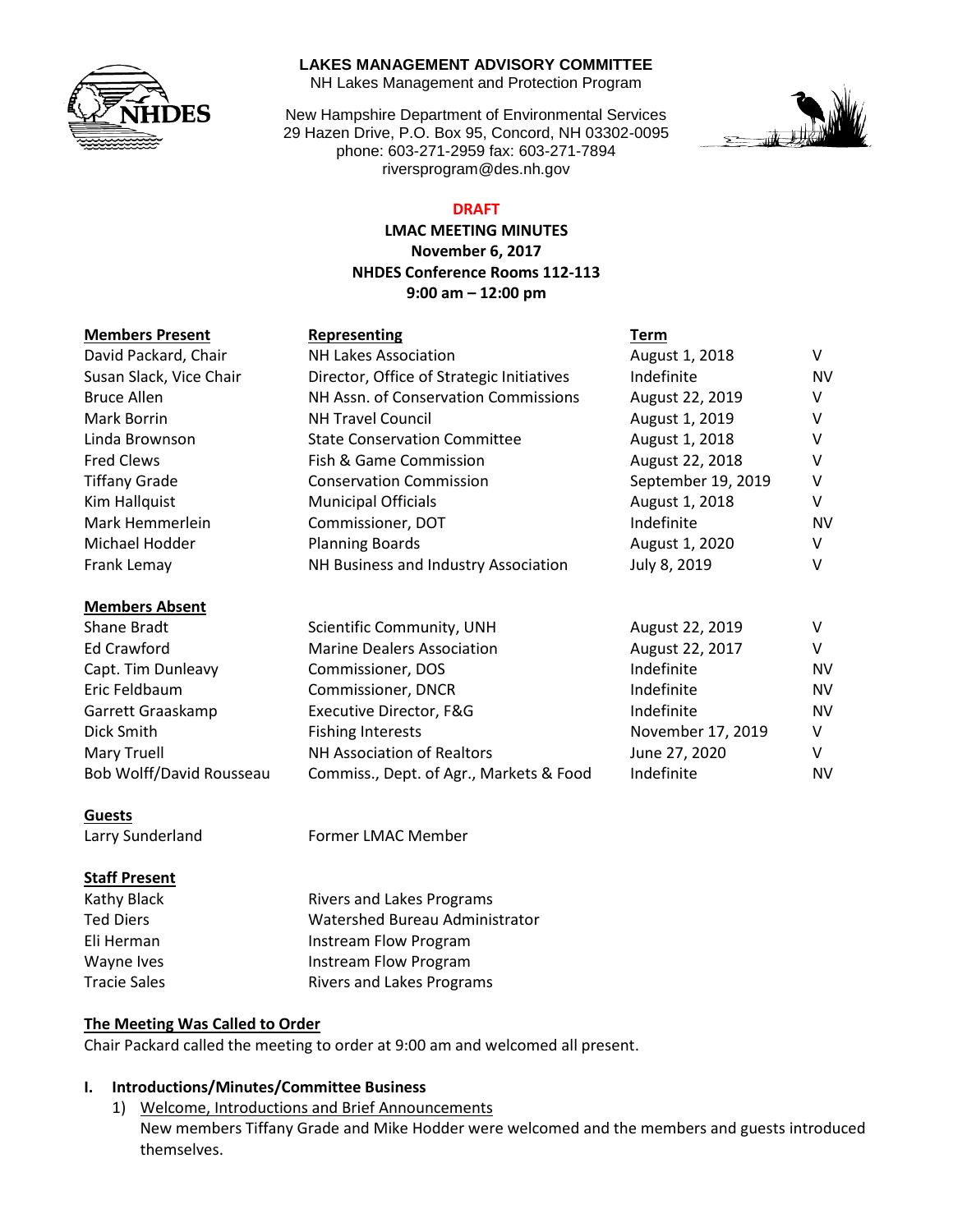**LAKES MANAGEMENT ADVISORY COMMITTEE**
NH Lakes Management and Protection Program

New Hampshire Department of Environmental Services
29 Hazen Drive, P.O. Box 95, Concord, NH 03302-0095
phone: 603-271-2959 fax: 603-271-7894
riversprogram@des.nh.gov

**DRAFT**

**LMAC MEETING MINUTES**
**November 6, 2017**
**NHDES Conference Rooms 112-113**
**9:00 am – 12:00 pm**

| **Members Present** | **Representing** | **Term** | |
|---|---|---|---|
| David Packard, Chair | NH Lakes Association | August 1, 2018 | V |
| Susan Slack, Vice Chair | Director, Office of Strategic Initiatives | Indefinite | NV |
| Bruce Allen | NH Assn. of Conservation Commissions | August 22, 2019 | V |
| Mark Borrin | NH Travel Council | August 1, 2019 | V |
| Linda Brownson | State Conservation Committee | August 1, 2018 | V |
| Fred Clews | Fish & Game Commission | August 22, 2018 | V |
| Tiffany Grade | Conservation Commission | September 19, 2019 | V |
| Kim Hallquist | Municipal Officials | August 1, 2018 | V |
| Mark Hemmerlein | Commissioner, DOT | Indefinite | NV |
| Michael Hodder | Planning Boards | August 1, 2020 | V |
| Frank Lemay | NH Business and Industry Association | July 8, 2019 | V |

| **Members Absent** | | | |
|---|---|---|---|
| Shane Bradt | Scientific Community, UNH | August 22, 2019 | V |
| Ed Crawford | Marine Dealers Association | August 22, 2017 | V |
| Capt. Tim Dunleavy | Commissioner, DOS | Indefinite | NV |
| Eric Feldbaum | Commissioner, DNCR | Indefinite | NV |
| Garrett Graaskamp | Executive Director, F&G | Indefinite | NV |
| Dick Smith | Fishing Interests | November 17, 2019 | V |
| Mary Truell | NH Association of Realtors | June 27, 2020 | V |
| Bob Wolff/David Rousseau | Commiss., Dept. of Agr., Markets & Food | Indefinite | NV |

**Guests**

| | |
|---|---|
| Larry Sunderland | Former LMAC Member |

**Staff Present**

| | |
|---|---|
| Kathy Black | Rivers and Lakes Programs |
| Ted Diers | Watershed Bureau Administrator |
| Eli Herman | Instream Flow Program |
| Wayne Ives | Instream Flow Program |
| Tracie Sales | Rivers and Lakes Programs |

**The Meeting Was Called to Order**

Chair Packard called the meeting to order at 9:00 am and welcomed all present.

**I. Introductions/Minutes/Committee Business**

1) Welcome, Introductions and Brief Announcements
   New members Tiffany Grade and Mike Hodder were welcomed and the members and guests introduced themselves.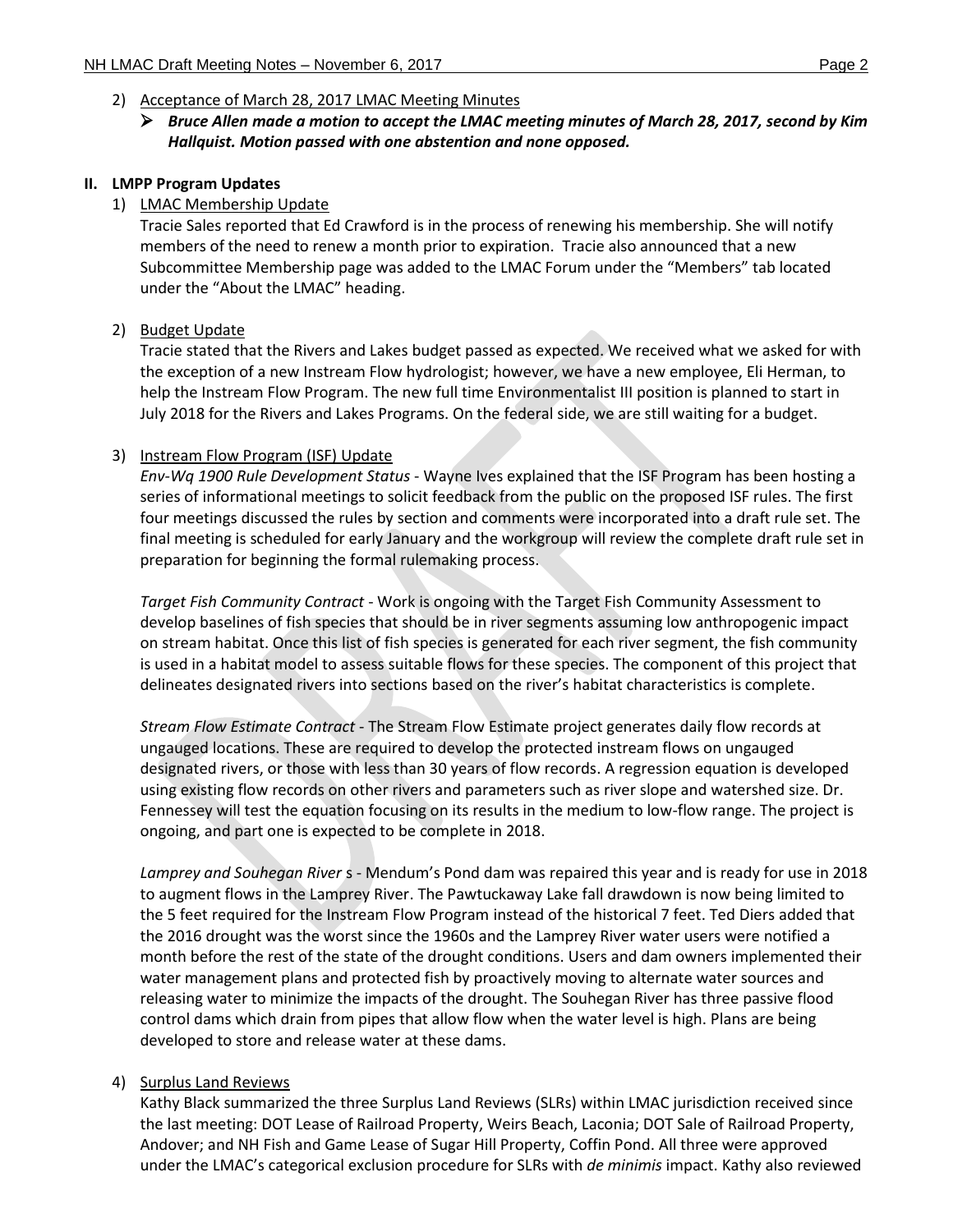2) Acceptance of March 28, 2017 LMAC Meeting Minutes

- ***Bruce Allen made a motion to accept the LMAC meeting minutes of March 28, 2017, second by Kim Hallquist. Motion passed with one abstention and none opposed.***

**II. LMPP Program Updates**

1) LMAC Membership Update

Tracie Sales reported that Ed Crawford is in the process of renewing his membership. She will notify members of the need to renew a month prior to expiration. Tracie also announced that a new Subcommittee Membership page was added to the LMAC Forum under the "Members" tab located under the "About the LMAC" heading.

2) Budget Update

Tracie stated that the Rivers and Lakes budget passed as expected. We received what we asked for with the exception of a new Instream Flow hydrologist; however, we have a new employee, Eli Herman, to help the Instream Flow Program. The new full time Environmentalist III position is planned to start in July 2018 for the Rivers and Lakes Programs. On the federal side, we are still waiting for a budget.

3) Instream Flow Program (ISF) Update

*Env-Wq 1900 Rule Development Status* - Wayne Ives explained that the ISF Program has been hosting a series of informational meetings to solicit feedback from the public on the proposed ISF rules. The first four meetings discussed the rules by section and comments were incorporated into a draft rule set. The final meeting is scheduled for early January and the workgroup will review the complete draft rule set in preparation for beginning the formal rulemaking process.

*Target Fish Community Contract* - Work is ongoing with the Target Fish Community Assessment to develop baselines of fish species that should be in river segments assuming low anthropogenic impact on stream habitat. Once this list of fish species is generated for each river segment, the fish community is used in a habitat model to assess suitable flows for these species. The component of this project that delineates designated rivers into sections based on the river's habitat characteristics is complete.

*Stream Flow Estimate Contract* - The Stream Flow Estimate project generates daily flow records at ungauged locations. These are required to develop the protected instream flows on ungauged designated rivers, or those with less than 30 years of flow records. A regression equation is developed using existing flow records on other rivers and parameters such as river slope and watershed size. Dr. Fennessey will test the equation focusing on its results in the medium to low-flow range. The project is ongoing, and part one is expected to be complete in 2018.

*Lamprey and Souhegan River* s - Mendum's Pond dam was repaired this year and is ready for use in 2018 to augment flows in the Lamprey River. The Pawtuckaway Lake fall drawdown is now being limited to the 5 feet required for the Instream Flow Program instead of the historical 7 feet. Ted Diers added that the 2016 drought was the worst since the 1960s and the Lamprey River water users were notified a month before the rest of the state of the drought conditions. Users and dam owners implemented their water management plans and protected fish by proactively moving to alternate water sources and releasing water to minimize the impacts of the drought. The Souhegan River has three passive flood control dams which drain from pipes that allow flow when the water level is high. Plans are being developed to store and release water at these dams.

4) Surplus Land Reviews

Kathy Black summarized the three Surplus Land Reviews (SLRs) within LMAC jurisdiction received since the last meeting: DOT Lease of Railroad Property, Weirs Beach, Laconia; DOT Sale of Railroad Property, Andover; and NH Fish and Game Lease of Sugar Hill Property, Coffin Pond. All three were approved under the LMAC's categorical exclusion procedure for SLRs with *de minimis* impact. Kathy also reviewed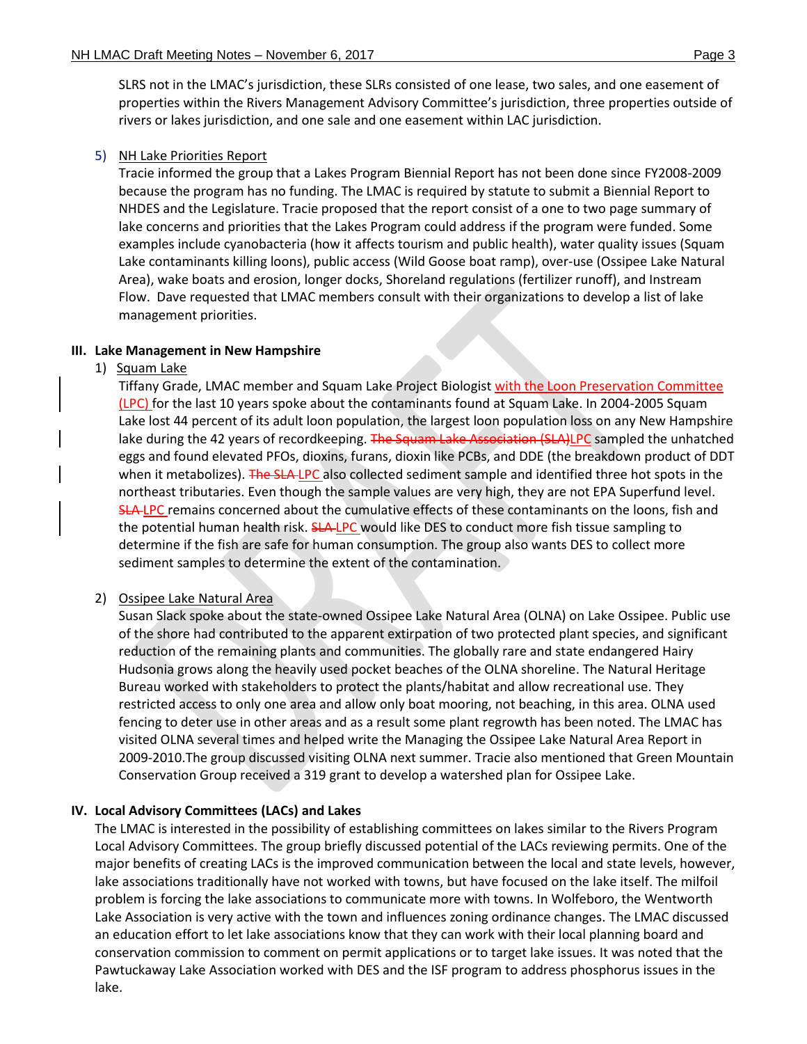SLRS not in the LMAC's jurisdiction, these SLRs consisted of one lease, two sales, and one easement of properties within the Rivers Management Advisory Committee's jurisdiction, three properties outside of rivers or lakes jurisdiction, and one sale and one easement within LAC jurisdiction.

5) NH Lake Priorities Report

Tracie informed the group that a Lakes Program Biennial Report has not been done since FY2008-2009 because the program has no funding. The LMAC is required by statute to submit a Biennial Report to NHDES and the Legislature. Tracie proposed that the report consist of a one to two page summary of lake concerns and priorities that the Lakes Program could address if the program were funded. Some examples include cyanobacteria (how it affects tourism and public health), water quality issues (Squam Lake contaminants killing loons), public access (Wild Goose boat ramp), over-use (Ossipee Lake Natural Area), wake boats and erosion, longer docks, Shoreland regulations (fertilizer runoff), and Instream Flow. Dave requested that LMAC members consult with their organizations to develop a list of lake management priorities.

## III. Lake Management in New Hampshire

1) Squam Lake

Tiffany Grade, LMAC member and Squam Lake Project Biologist with the Loon Preservation Committee (LPC) for the last 10 years spoke about the contaminants found at Squam Lake. In 2004-2005 Squam Lake lost 44 percent of its adult loon population, the largest loon population loss on any New Hampshire lake during the 42 years of recordkeeping. ~~The Squam Lake Association (SLA)~~LPC sampled the unhatched eggs and found elevated PFOs, dioxins, furans, dioxin like PCBs, and DDE (the breakdown product of DDT when it metabolizes). ~~The SLA~~ LPC also collected sediment sample and identified three hot spots in the northeast tributaries. Even though the sample values are very high, they are not EPA Superfund level. ~~SLA~~ LPC remains concerned about the cumulative effects of these contaminants on the loons, fish and the potential human health risk. ~~SLA~~ LPC would like DES to conduct more fish tissue sampling to determine if the fish are safe for human consumption. The group also wants DES to collect more sediment samples to determine the extent of the contamination.

2) Ossipee Lake Natural Area

Susan Slack spoke about the state-owned Ossipee Lake Natural Area (OLNA) on Lake Ossipee. Public use of the shore had contributed to the apparent extirpation of two protected plant species, and significant reduction of the remaining plants and communities. The globally rare and state endangered Hairy Hudsonia grows along the heavily used pocket beaches of the OLNA shoreline. The Natural Heritage Bureau worked with stakeholders to protect the plants/habitat and allow recreational use. They restricted access to only one area and allow only boat mooring, not beaching, in this area. OLNA used fencing to deter use in other areas and as a result some plant regrowth has been noted. The LMAC has visited OLNA several times and helped write the Managing the Ossipee Lake Natural Area Report in 2009-2010.The group discussed visiting OLNA next summer. Tracie also mentioned that Green Mountain Conservation Group received a 319 grant to develop a watershed plan for Ossipee Lake.

## IV. Local Advisory Committees (LACs) and Lakes

The LMAC is interested in the possibility of establishing committees on lakes similar to the Rivers Program Local Advisory Committees. The group briefly discussed potential of the LACs reviewing permits. One of the major benefits of creating LACs is the improved communication between the local and state levels, however, lake associations traditionally have not worked with towns, but have focused on the lake itself. The milfoil problem is forcing the lake associations to communicate more with towns. In Wolfeboro, the Wentworth Lake Association is very active with the town and influences zoning ordinance changes. The LMAC discussed an education effort to let lake associations know that they can work with their local planning board and conservation commission to comment on permit applications or to target lake issues. It was noted that the Pawtuckaway Lake Association worked with DES and the ISF program to address phosphorus issues in the lake.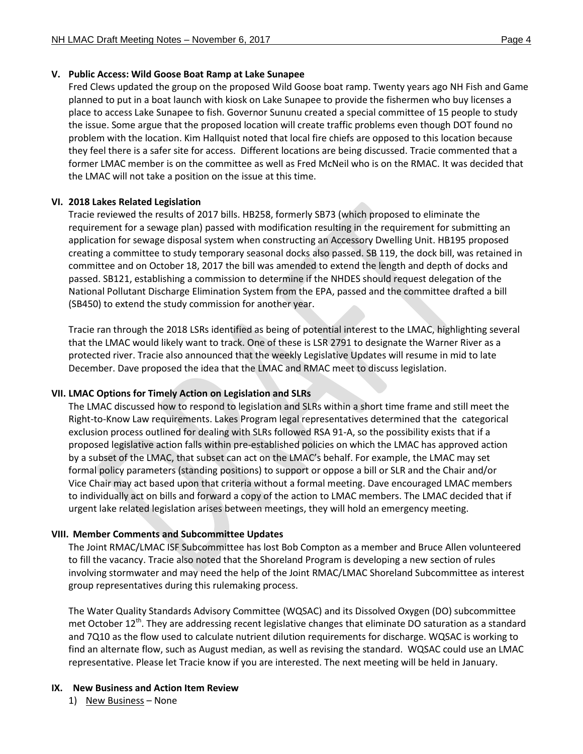## V. Public Access: Wild Goose Boat Ramp at Lake Sunapee

Fred Clews updated the group on the proposed Wild Goose boat ramp. Twenty years ago NH Fish and Game planned to put in a boat launch with kiosk on Lake Sunapee to provide the fishermen who buy licenses a place to access Lake Sunapee to fish. Governor Sununu created a special committee of 15 people to study the issue. Some argue that the proposed location will create traffic problems even though DOT found no problem with the location. Kim Hallquist noted that local fire chiefs are opposed to this location because they feel there is a safer site for access. Different locations are being discussed. Tracie commented that a former LMAC member is on the committee as well as Fred McNeil who is on the RMAC. It was decided that the LMAC will not take a position on the issue at this time.

## VI. 2018 Lakes Related Legislation

Tracie reviewed the results of 2017 bills. HB258, formerly SB73 (which proposed to eliminate the requirement for a sewage plan) passed with modification resulting in the requirement for submitting an application for sewage disposal system when constructing an Accessory Dwelling Unit. HB195 proposed creating a committee to study temporary seasonal docks also passed. SB 119, the dock bill, was retained in committee and on October 18, 2017 the bill was amended to extend the length and depth of docks and passed. SB121, establishing a commission to determine if the NHDES should request delegation of the National Pollutant Discharge Elimination System from the EPA, passed and the committee drafted a bill (SB450) to extend the study commission for another year.

Tracie ran through the 2018 LSRs identified as being of potential interest to the LMAC, highlighting several that the LMAC would likely want to track. One of these is LSR 2791 to designate the Warner River as a protected river. Tracie also announced that the weekly Legislative Updates will resume in mid to late December. Dave proposed the idea that the LMAC and RMAC meet to discuss legislation.

## VII. LMAC Options for Timely Action on Legislation and SLRs

The LMAC discussed how to respond to legislation and SLRs within a short time frame and still meet the Right-to-Know Law requirements. Lakes Program legal representatives determined that the categorical exclusion process outlined for dealing with SLRs followed RSA 91-A, so the possibility exists that if a proposed legislative action falls within pre-established policies on which the LMAC has approved action by a subset of the LMAC, that subset can act on the LMAC's behalf. For example, the LMAC may set formal policy parameters (standing positions) to support or oppose a bill or SLR and the Chair and/or Vice Chair may act based upon that criteria without a formal meeting. Dave encouraged LMAC members to individually act on bills and forward a copy of the action to LMAC members. The LMAC decided that if urgent lake related legislation arises between meetings, they will hold an emergency meeting.

## VIII. Member Comments and Subcommittee Updates

The Joint RMAC/LMAC ISF Subcommittee has lost Bob Compton as a member and Bruce Allen volunteered to fill the vacancy. Tracie also noted that the Shoreland Program is developing a new section of rules involving stormwater and may need the help of the Joint RMAC/LMAC Shoreland Subcommittee as interest group representatives during this rulemaking process.

The Water Quality Standards Advisory Committee (WQSAC) and its Dissolved Oxygen (DO) subcommittee met October 12th. They are addressing recent legislative changes that eliminate DO saturation as a standard and 7Q10 as the flow used to calculate nutrient dilution requirements for discharge. WQSAC is working to find an alternate flow, such as August median, as well as revising the standard. WQSAC could use an LMAC representative. Please let Tracie know if you are interested. The next meeting will be held in January.

## IX. New Business and Action Item Review

1) New Business – None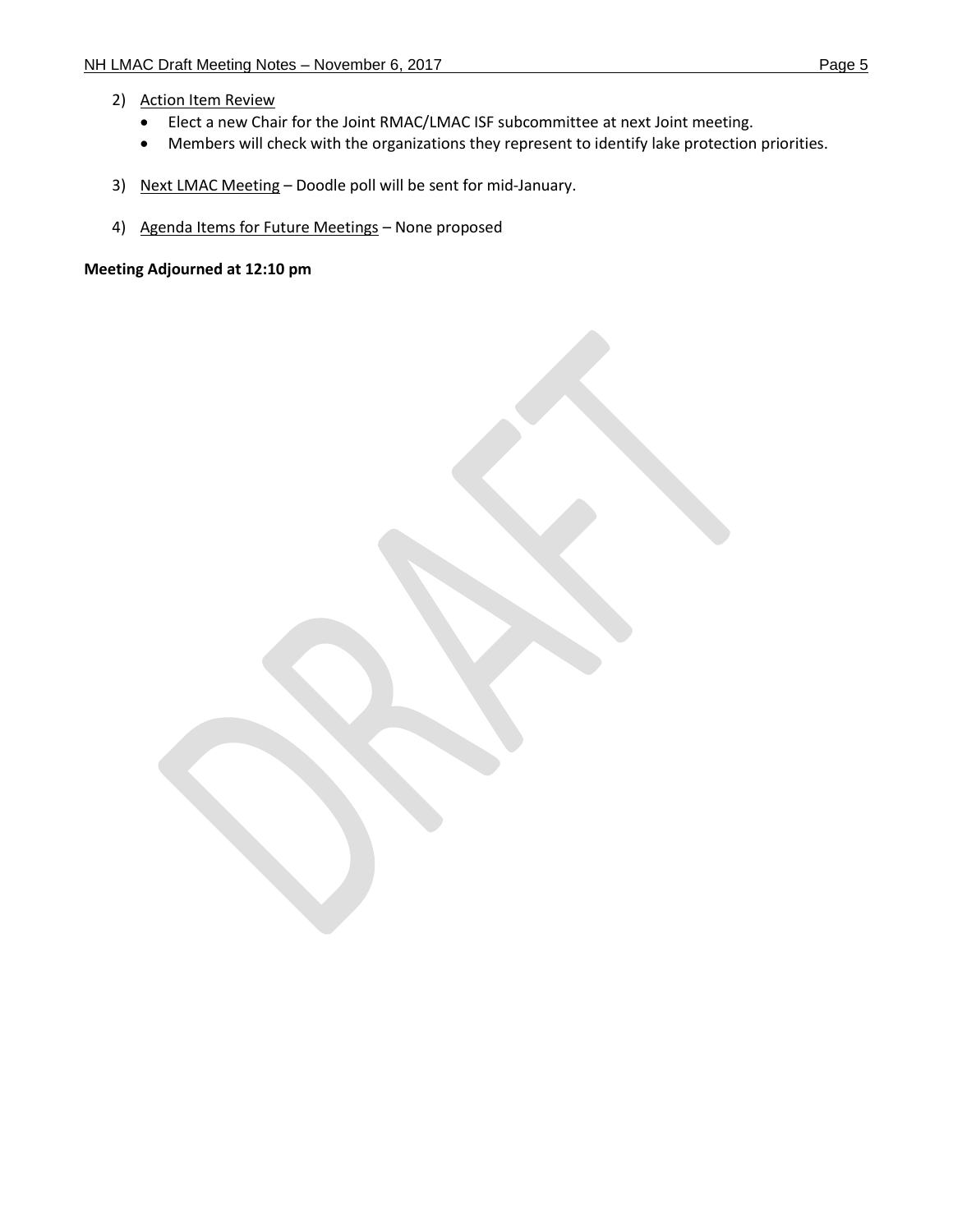2) <u>Action Item Review</u>
   - Elect a new Chair for the Joint RMAC/LMAC ISF subcommittee at next Joint meeting.
   - Members will check with the organizations they represent to identify lake protection priorities.

3) <u>Next LMAC Meeting</u> – Doodle poll will be sent for mid-January.

4) <u>Agenda Items for Future Meetings</u> – None proposed

**Meeting Adjourned at 12:10 pm**